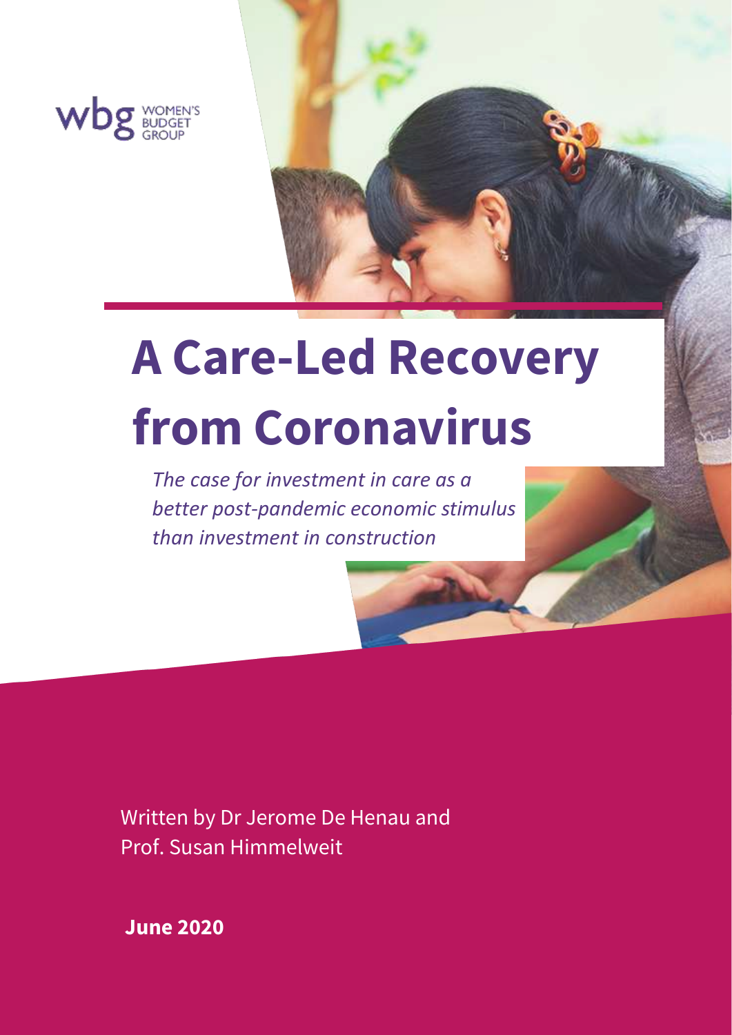WOMEN'S BUDGET GROUP

# A Care-Led Recovery from Coronavirus

*The case for investment in care as a better post-pandemic economic stimulus than investment in construction*

Written by Dr Jerome De Henau and Prof. Susan Himmelweit

**June 2020**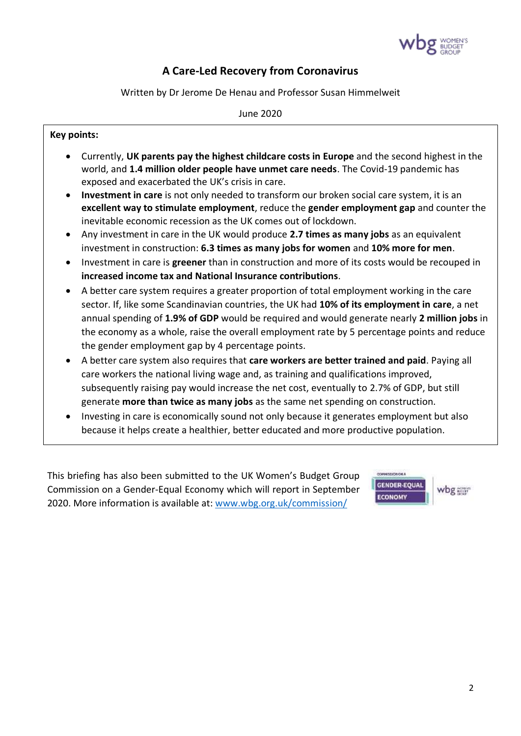# A Care-Led Recovery from Coronavirus

Written by Dr Jerome De Henau and Professor Susan Himmelweit

June 2020

**Key points:**

- Currently, **UK parents pay the highest childcare costs in Europe** and the second highest in the world, and **1.4 million older people have unmet care needs**. The Covid-19 pandemic has exposed and exacerbated the UK's crisis in care.
- **Investment in care** is not only needed to transform our broken social care system, it is an **excellent way to stimulate employment**, reduce the **gender employment gap** and counter the inevitable economic recession as the UK comes out of lockdown.
- Any investment in care in the UK would produce **2.7 times as many jobs** as an equivalent investment in construction: **6.3 times as many jobs for women** and **10% more for men**.
- Investment in care is **greener** than in construction and more of its costs would be recouped in **increased income tax and National Insurance contributions**.
- A better care system requires a greater proportion of total employment working in the care sector. If, like some Scandinavian countries, the UK had **10% of its employment in care**, a net annual spending of **1.9% of GDP** would be required and would generate nearly **2 million jobs** in the economy as a whole, raise the overall employment rate by 5 percentage points and reduce the gender employment gap by 4 percentage points.
- A better care system also requires that **care workers are better trained and paid**. Paying all care workers the national living wage and, as training and qualifications improved, subsequently raising pay would increase the net cost, eventually to 2.7% of GDP, but still generate **more than twice as many jobs** as the same net spending on construction.
- Investing in care is economically sound not only because it generates employment but also because it helps create a healthier, better educated and more productive population.

This briefing has also been submitted to the UK Women's Budget Group Commission on a Gender-Equal Economy which will report in September 2020. More information is available at: [www.wbg.org.uk/commission/](www.wbg.org.uk/commission/)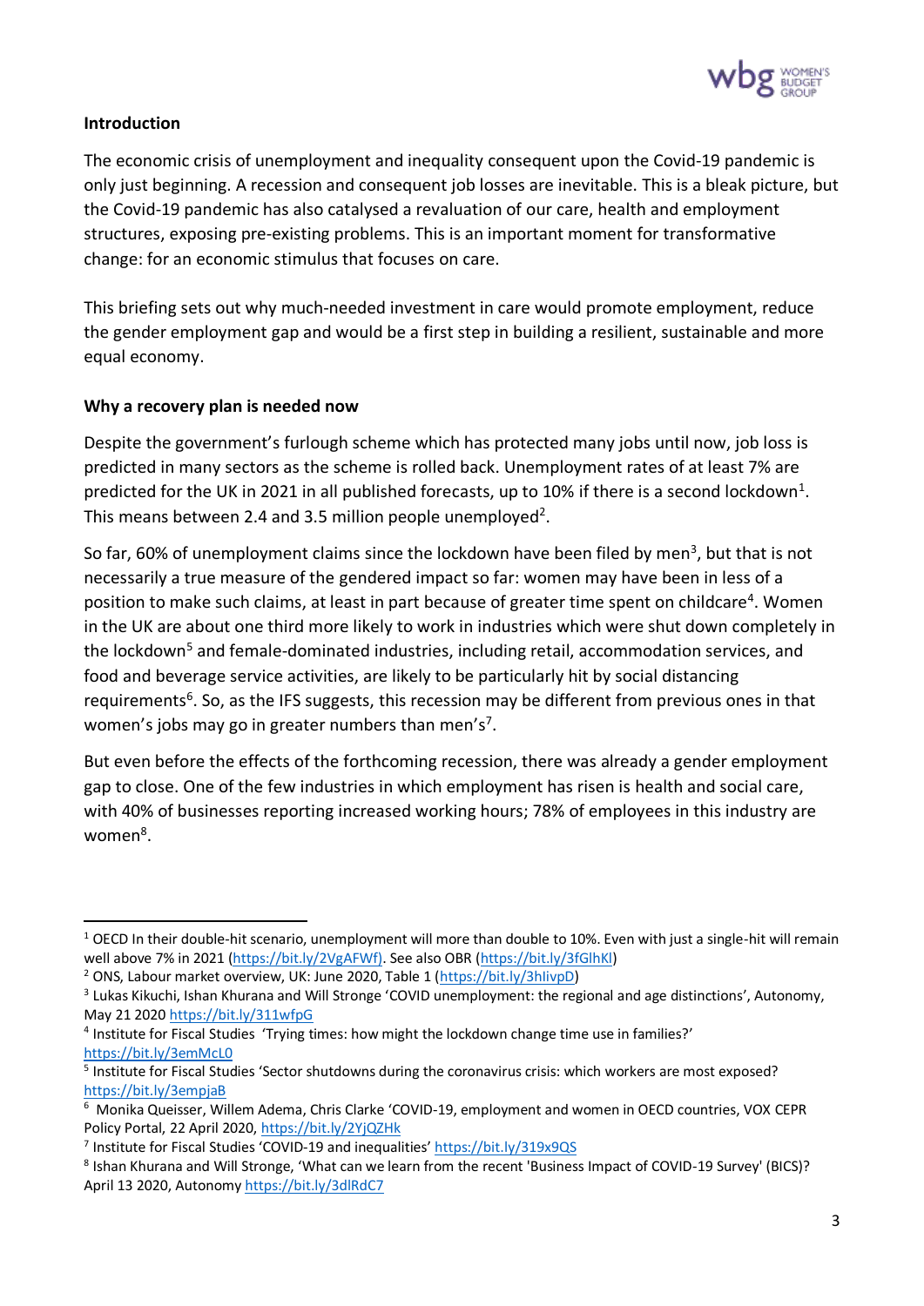## Introduction

The economic crisis of unemployment and inequality consequent upon the Covid-19 pandemic is only just beginning. A recession and consequent job losses are inevitable. This is a bleak picture, but the Covid-19 pandemic has also catalysed a revaluation of our care, health and employment structures, exposing pre-existing problems. This is an important moment for transformative change: for an economic stimulus that focuses on care.

This briefing sets out why much-needed investment in care would promote employment, reduce the gender employment gap and would be a first step in building a resilient, sustainable and more equal economy.

## Why a recovery plan is needed now

Despite the government's furlough scheme which has protected many jobs until now, job loss is predicted in many sectors as the scheme is rolled back. Unemployment rates of at least 7% are predicted for the UK in 2021 in all published forecasts, up to 10% if there is a second lockdown[1]. This means between 2.4 and 3.5 million people unemployed[2].

So far, 60% of unemployment claims since the lockdown have been filed by men[3], but that is not necessarily a true measure of the gendered impact so far: women may have been in less of a position to make such claims, at least in part because of greater time spent on childcare[4]. Women in the UK are about one third more likely to work in industries which were shut down completely in the lockdown[5] and female-dominated industries, including retail, accommodation services, and food and beverage service activities, are likely to be particularly hit by social distancing requirements[6]. So, as the IFS suggests, this recession may be different from previous ones in that women's jobs may go in greater numbers than men's[7].

But even before the effects of the forthcoming recession, there was already a gender employment gap to close. One of the few industries in which employment has risen is health and social care, with 40% of businesses reporting increased working hours; 78% of employees in this industry are women[8].

---

[1] OECD In their double-hit scenario, unemployment will more than double to 10%. Even with just a single-hit will remain well above 7% in 2021 (https://bit.ly/2VgAFWf). See also OBR (https://bit.ly/3fGlhKl)

[2] ONS, Labour market overview, UK: June 2020, Table 1 (https://bit.ly/3hlivpD)

[3] Lukas Kikuchi, Ishan Khurana and Will Stronge 'COVID unemployment: the regional and age distinctions', Autonomy, May 21 2020 https://bit.ly/311wfpG

[4] Institute for Fiscal Studies 'Trying times: how might the lockdown change time use in families?' https://bit.ly/3emMcL0

[5] Institute for Fiscal Studies 'Sector shutdowns during the coronavirus crisis: which workers are most exposed? https://bit.ly/3empjaB

[6] Monika Queisser, Willem Adema, Chris Clarke 'COVID-19, employment and women in OECD countries, VOX CEPR Policy Portal, 22 April 2020, https://bit.ly/2YjQZHk

[7] Institute for Fiscal Studies 'COVID-19 and inequalities' https://bit.ly/319x9QS

[8] Ishan Khurana and Will Stronge, 'What can we learn from the recent 'Business Impact of COVID-19 Survey' (BICS)? April 13 2020, Autonomy https://bit.ly/3dlRdC7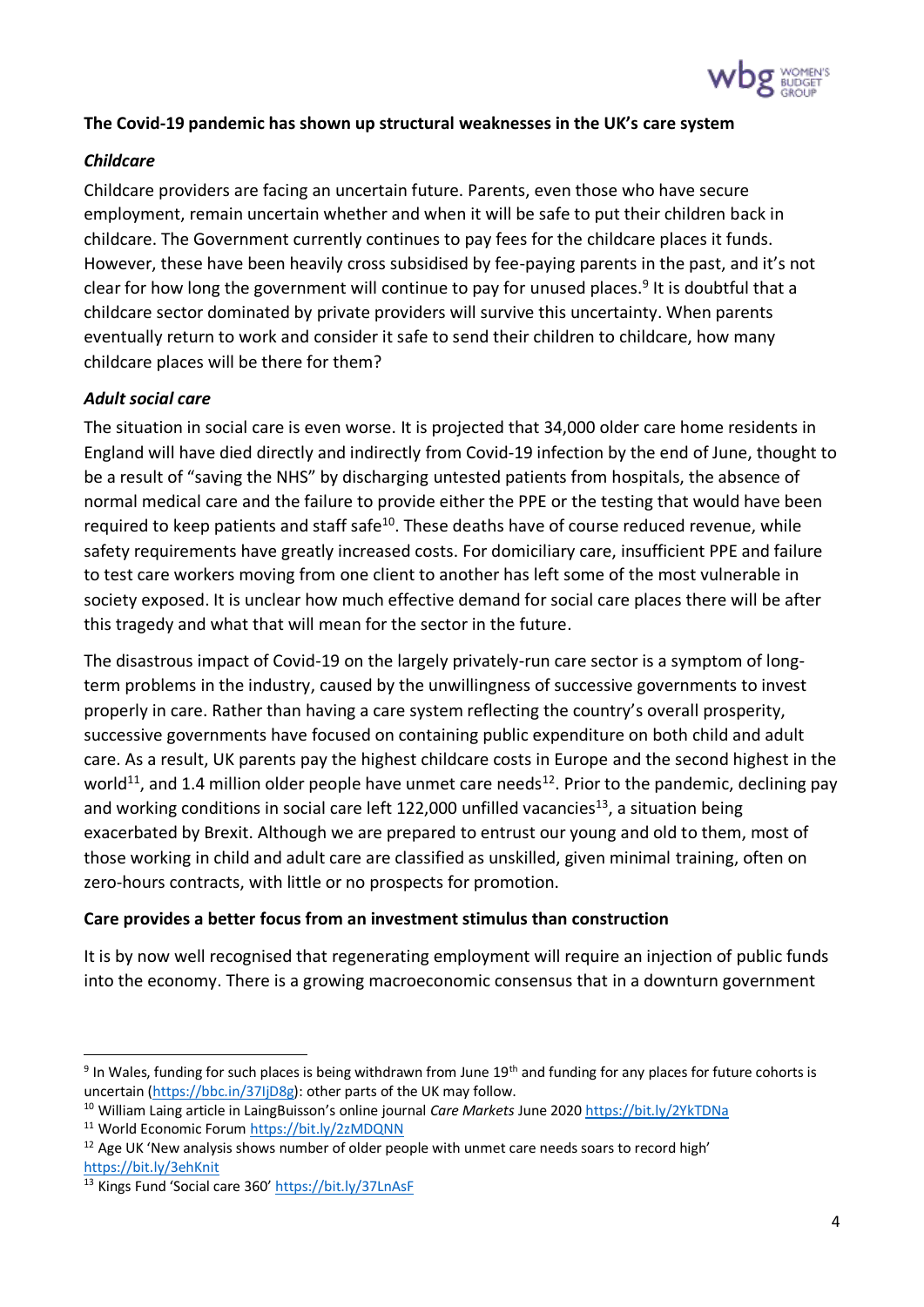**The Covid-19 pandemic has shown up structural weaknesses in the UK's care system**

***Childcare***

Childcare providers are facing an uncertain future. Parents, even those who have secure employment, remain uncertain whether and when it will be safe to put their children back in childcare. The Government currently continues to pay fees for the childcare places it funds. However, these have been heavily cross subsidised by fee-paying parents in the past, and it's not clear for how long the government will continue to pay for unused places.[9] It is doubtful that a childcare sector dominated by private providers will survive this uncertainty. When parents eventually return to work and consider it safe to send their children to childcare, how many childcare places will be there for them?

***Adult social care***

The situation in social care is even worse. It is projected that 34,000 older care home residents in England will have died directly and indirectly from Covid-19 infection by the end of June, thought to be a result of "saving the NHS" by discharging untested patients from hospitals, the absence of normal medical care and the failure to provide either the PPE or the testing that would have been required to keep patients and staff safe[10]. These deaths have of course reduced revenue, while safety requirements have greatly increased costs. For domiciliary care, insufficient PPE and failure to test care workers moving from one client to another has left some of the most vulnerable in society exposed. It is unclear how much effective demand for social care places there will be after this tragedy and what that will mean for the sector in the future.

The disastrous impact of Covid-19 on the largely privately-run care sector is a symptom of long-term problems in the industry, caused by the unwillingness of successive governments to invest properly in care. Rather than having a care system reflecting the country's overall prosperity, successive governments have focused on containing public expenditure on both child and adult care. As a result, UK parents pay the highest childcare costs in Europe and the second highest in the world[11], and 1.4 million older people have unmet care needs[12]. Prior to the pandemic, declining pay and working conditions in social care left 122,000 unfilled vacancies[13], a situation being exacerbated by Brexit. Although we are prepared to entrust our young and old to them, most of those working in child and adult care are classified as unskilled, given minimal training, often on zero-hours contracts, with little or no prospects for promotion.

**Care provides a better focus from an investment stimulus than construction**

It is by now well recognised that regenerating employment will require an injection of public funds into the economy. There is a growing macroeconomic consensus that in a downturn government

---

[9] In Wales, funding for such places is being withdrawn from June 19th and funding for any places for future cohorts is uncertain (https://bbc.in/37IjD8g): other parts of the UK may follow.

[10] William Laing article in LaingBuisson's online journal *Care Markets* June 2020 https://bit.ly/2YkTDNa

[11] World Economic Forum https://bit.ly/2zMDQNN

[12] Age UK 'New analysis shows number of older people with unmet care needs soars to record high' https://bit.ly/3ehKnit

[13] Kings Fund 'Social care 360' https://bit.ly/37LnAsF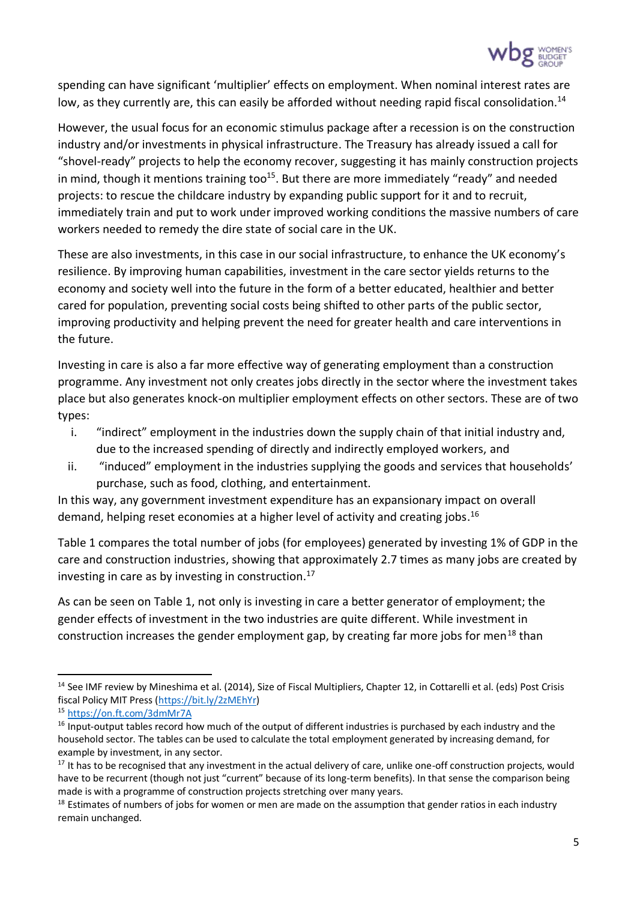spending can have significant 'multiplier' effects on employment. When nominal interest rates are low, as they currently are, this can easily be afforded without needing rapid fiscal consolidation.[14]

However, the usual focus for an economic stimulus package after a recession is on the construction industry and/or investments in physical infrastructure. The Treasury has already issued a call for "shovel-ready" projects to help the economy recover, suggesting it has mainly construction projects in mind, though it mentions training too[15]. But there are more immediately "ready" and needed projects: to rescue the childcare industry by expanding public support for it and to recruit, immediately train and put to work under improved working conditions the massive numbers of care workers needed to remedy the dire state of social care in the UK.

These are also investments, in this case in our social infrastructure, to enhance the UK economy's resilience. By improving human capabilities, investment in the care sector yields returns to the economy and society well into the future in the form of a better educated, healthier and better cared for population, preventing social costs being shifted to other parts of the public sector, improving productivity and helping prevent the need for greater health and care interventions in the future.

Investing in care is also a far more effective way of generating employment than a construction programme. Any investment not only creates jobs directly in the sector where the investment takes place but also generates knock-on multiplier employment effects on other sectors. These are of two types:

i. "indirect" employment in the industries down the supply chain of that initial industry and, due to the increased spending of directly and indirectly employed workers, and
ii. "induced" employment in the industries supplying the goods and services that households' purchase, such as food, clothing, and entertainment.

In this way, any government investment expenditure has an expansionary impact on overall demand, helping reset economies at a higher level of activity and creating jobs.[16]

Table 1 compares the total number of jobs (for employees) generated by investing 1% of GDP in the care and construction industries, showing that approximately 2.7 times as many jobs are created by investing in care as by investing in construction.[17]

As can be seen on Table 1, not only is investing in care a better generator of employment; the gender effects of investment in the two industries are quite different. While investment in construction increases the gender employment gap, by creating far more jobs for men[18] than

---

[14] See IMF review by Mineshima et al. (2014), Size of Fiscal Multipliers, Chapter 12, in Cottarelli et al. (eds) Post Crisis fiscal Policy MIT Press (https://bit.ly/2zMEhYr)

[15] https://on.ft.com/3dmMr7A

[16] Input-output tables record how much of the output of different industries is purchased by each industry and the household sector. The tables can be used to calculate the total employment generated by increasing demand, for example by investment, in any sector.

[17] It has to be recognised that any investment in the actual delivery of care, unlike one-off construction projects, would have to be recurrent (though not just "current" because of its long-term benefits). In that sense the comparison being made is with a programme of construction projects stretching over many years.

[18] Estimates of numbers of jobs for women or men are made on the assumption that gender ratios in each industry remain unchanged.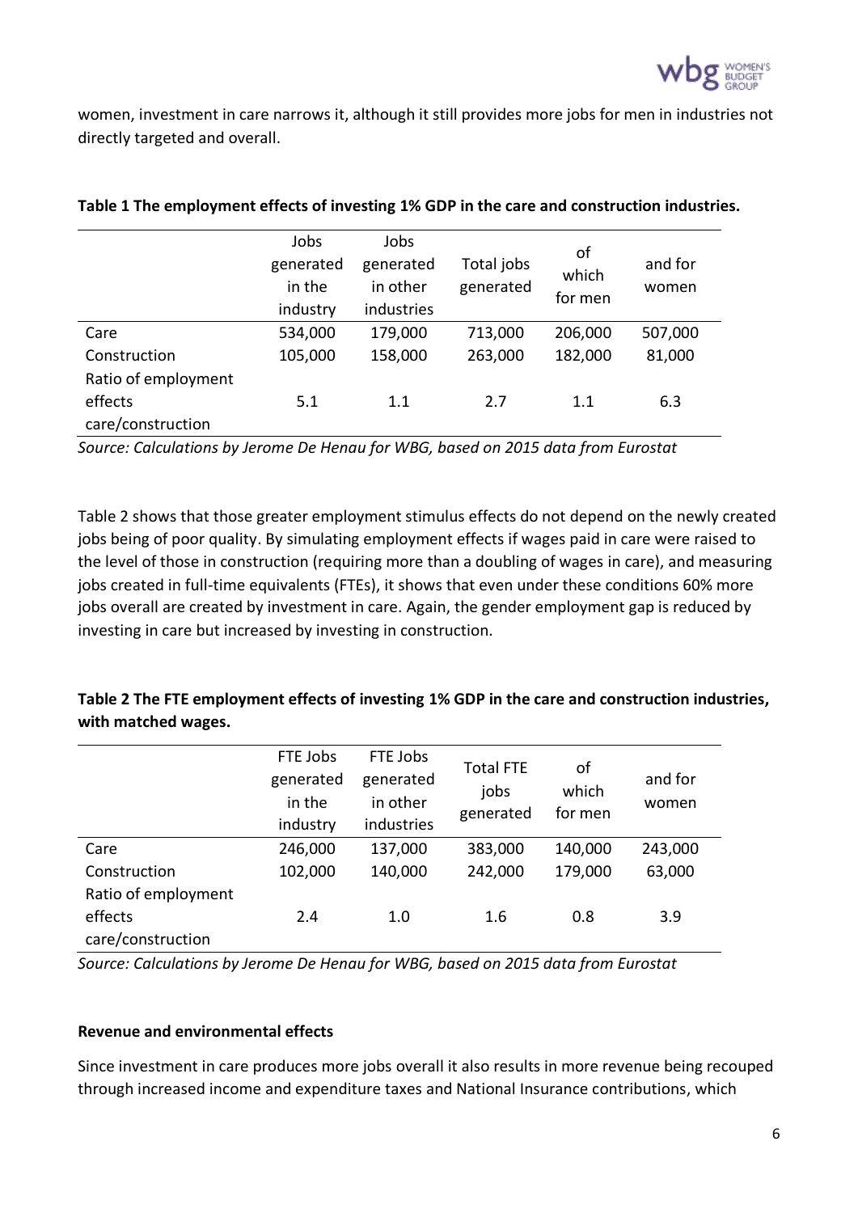women, investment in care narrows it, although it still provides more jobs for men in industries not directly targeted and overall.

**Table 1 The employment effects of investing 1% GDP in the care and construction industries.**

| | Jobs generated in the industry | Jobs generated in other industries | Total jobs generated | of which for men | and for women |
|---|---|---|---|---|---|
| Care | 534,000 | 179,000 | 713,000 | 206,000 | 507,000 |
| Construction | 105,000 | 158,000 | 263,000 | 182,000 | 81,000 |
| Ratio of employment effects care/construction | 5.1 | 1.1 | 2.7 | 1.1 | 6.3 |

*Source: Calculations by Jerome De Henau for WBG, based on 2015 data from Eurostat*

Table 2 shows that those greater employment stimulus effects do not depend on the newly created jobs being of poor quality. By simulating employment effects if wages paid in care were raised to the level of those in construction (requiring more than a doubling of wages in care), and measuring jobs created in full-time equivalents (FTEs), it shows that even under these conditions 60% more jobs overall are created by investment in care. Again, the gender employment gap is reduced by investing in care but increased by investing in construction.

**Table 2 The FTE employment effects of investing 1% GDP in the care and construction industries, with matched wages.**

| | FTE Jobs generated in the industry | FTE Jobs generated in other industries | Total FTE jobs generated | of which for men | and for women |
|---|---|---|---|---|---|
| Care | 246,000 | 137,000 | 383,000 | 140,000 | 243,000 |
| Construction | 102,000 | 140,000 | 242,000 | 179,000 | 63,000 |
| Ratio of employment effects care/construction | 2.4 | 1.0 | 1.6 | 0.8 | 3.9 |

*Source: Calculations by Jerome De Henau for WBG, based on 2015 data from Eurostat*

**Revenue and environmental effects**

Since investment in care produces more jobs overall it also results in more revenue being recouped through increased income and expenditure taxes and National Insurance contributions, which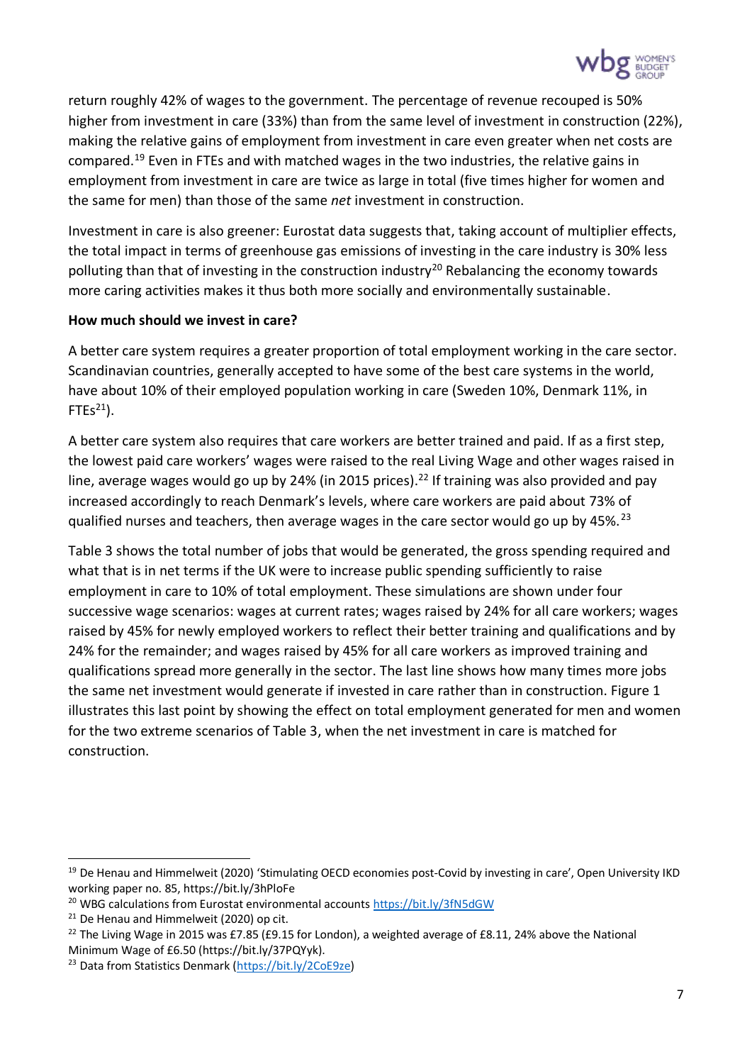return roughly 42% of wages to the government. The percentage of revenue recouped is 50% higher from investment in care (33%) than from the same level of investment in construction (22%), making the relative gains of employment from investment in care even greater when net costs are compared.[19] Even in FTEs and with matched wages in the two industries, the relative gains in employment from investment in care are twice as large in total (five times higher for women and the same for men) than those of the same *net* investment in construction.

Investment in care is also greener: Eurostat data suggests that, taking account of multiplier effects, the total impact in terms of greenhouse gas emissions of investing in the care industry is 30% less polluting than that of investing in the construction industry[20] Rebalancing the economy towards more caring activities makes it thus both more socially and environmentally sustainable.

**How much should we invest in care?**

A better care system requires a greater proportion of total employment working in the care sector. Scandinavian countries, generally accepted to have some of the best care systems in the world, have about 10% of their employed population working in care (Sweden 10%, Denmark 11%, in FTEs[21]).

A better care system also requires that care workers are better trained and paid. If as a first step, the lowest paid care workers' wages were raised to the real Living Wage and other wages raised in line, average wages would go up by 24% (in 2015 prices).[22] If training was also provided and pay increased accordingly to reach Denmark's levels, where care workers are paid about 73% of qualified nurses and teachers, then average wages in the care sector would go up by 45%.[23]

Table 3 shows the total number of jobs that would be generated, the gross spending required and what that is in net terms if the UK were to increase public spending sufficiently to raise employment in care to 10% of total employment. These simulations are shown under four successive wage scenarios: wages at current rates; wages raised by 24% for all care workers; wages raised by 45% for newly employed workers to reflect their better training and qualifications and by 24% for the remainder; and wages raised by 45% for all care workers as improved training and qualifications spread more generally in the sector. The last line shows how many times more jobs the same net investment would generate if invested in care rather than in construction. Figure 1 illustrates this last point by showing the effect on total employment generated for men and women for the two extreme scenarios of Table 3, when the net investment in care is matched for construction.

---

[19] De Henau and Himmelweit (2020) 'Stimulating OECD economies post-Covid by investing in care', Open University IKD working paper no. 85, https://bit.ly/3hPloFe

[20] WBG calculations from Eurostat environmental accounts https://bit.ly/3fN5dGW

[21] De Henau and Himmelweit (2020) op cit.

[22] The Living Wage in 2015 was £7.85 (£9.15 for London), a weighted average of £8.11, 24% above the National Minimum Wage of £6.50 (https://bit.ly/37PQYyk).

[23] Data from Statistics Denmark (https://bit.ly/2CoE9ze)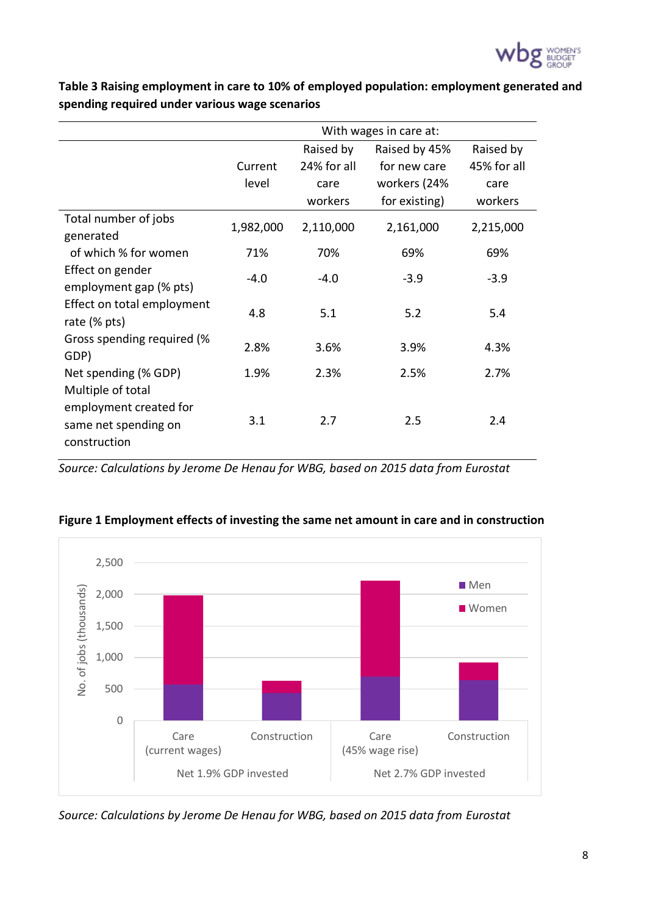**Table 3 Raising employment in care to 10% of employed population: employment generated and spending required under various wage scenarios**

| | With wages in care at: | | | |
|---|---|---|---|---|
| | Current level | Raised by 24% for all care workers | Raised by 45% for new care workers (24% for existing) | Raised by 45% for all care workers |
| Total number of jobs generated | 1,982,000 | 2,110,000 | 2,161,000 | 2,215,000 |
| of which % for women | 71% | 70% | 69% | 69% |
| Effect on gender employment gap (% pts) | -4.0 | -4.0 | -3.9 | -3.9 |
| Effect on total employment rate (% pts) | 4.8 | 5.1 | 5.2 | 5.4 |
| Gross spending required (% GDP) | 2.8% | 3.6% | 3.9% | 4.3% |
| Net spending (% GDP) | 1.9% | 2.3% | 2.5% | 2.7% |
| Multiple of total employment created for same net spending on construction | 3.1 | 2.7 | 2.5 | 2.4 |

*Source: Calculations by Jerome De Henau for WBG, based on 2015 data from Eurostat*

**Figure 1 Employment effects of investing the same net amount in care and in construction**

*Source: Calculations by Jerome De Henau for WBG, based on 2015 data from Eurostat*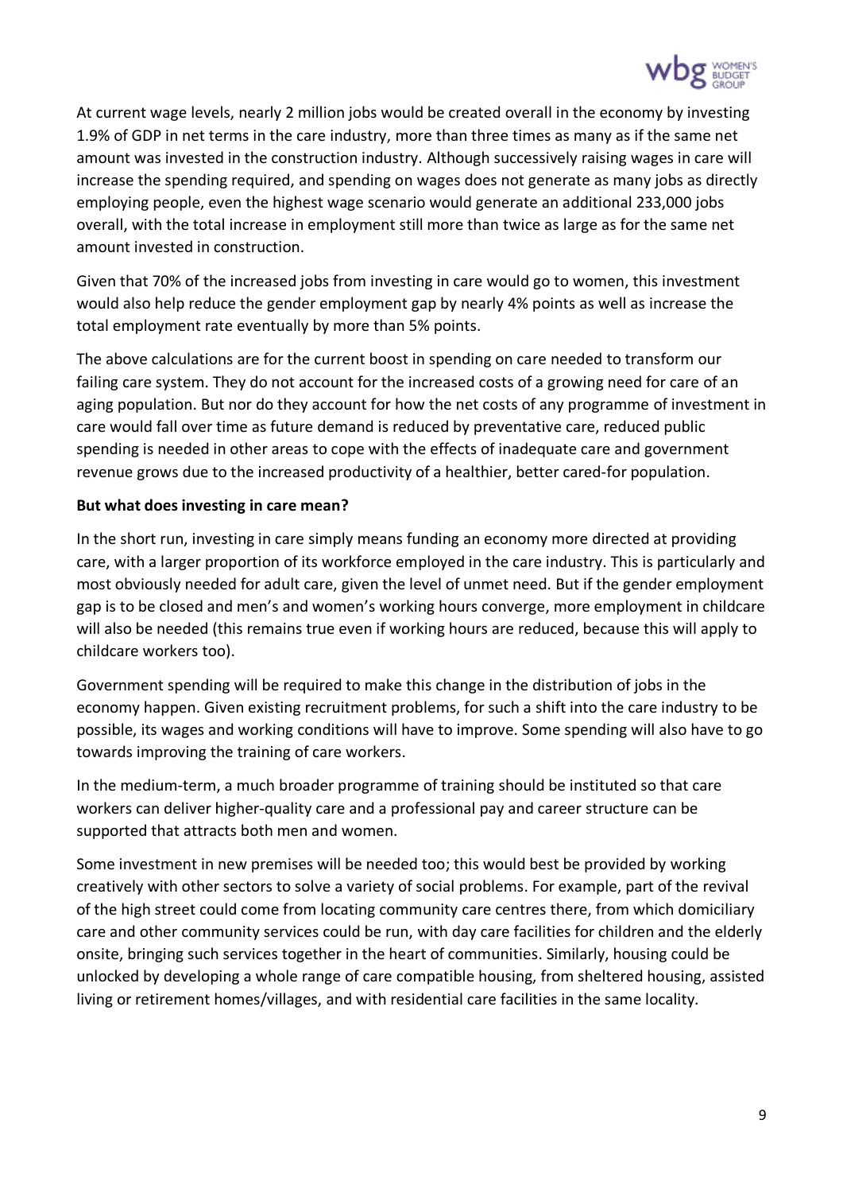At current wage levels, nearly 2 million jobs would be created overall in the economy by investing 1.9% of GDP in net terms in the care industry, more than three times as many as if the same net amount was invested in the construction industry. Although successively raising wages in care will increase the spending required, and spending on wages does not generate as many jobs as directly employing people, even the highest wage scenario would generate an additional 233,000 jobs overall, with the total increase in employment still more than twice as large as for the same net amount invested in construction.

Given that 70% of the increased jobs from investing in care would go to women, this investment would also help reduce the gender employment gap by nearly 4% points as well as increase the total employment rate eventually by more than 5% points.

The above calculations are for the current boost in spending on care needed to transform our failing care system. They do not account for the increased costs of a growing need for care of an aging population. But nor do they account for how the net costs of any programme of investment in care would fall over time as future demand is reduced by preventative care, reduced public spending is needed in other areas to cope with the effects of inadequate care and government revenue grows due to the increased productivity of a healthier, better cared-for population.

**But what does investing in care mean?**

In the short run, investing in care simply means funding an economy more directed at providing care, with a larger proportion of its workforce employed in the care industry. This is particularly and most obviously needed for adult care, given the level of unmet need. But if the gender employment gap is to be closed and men's and women's working hours converge, more employment in childcare will also be needed (this remains true even if working hours are reduced, because this will apply to childcare workers too).

Government spending will be required to make this change in the distribution of jobs in the economy happen. Given existing recruitment problems, for such a shift into the care industry to be possible, its wages and working conditions will have to improve. Some spending will also have to go towards improving the training of care workers.

In the medium-term, a much broader programme of training should be instituted so that care workers can deliver higher-quality care and a professional pay and career structure can be supported that attracts both men and women.

Some investment in new premises will be needed too; this would best be provided by working creatively with other sectors to solve a variety of social problems. For example, part of the revival of the high street could come from locating community care centres there, from which domiciliary care and other community services could be run, with day care facilities for children and the elderly onsite, bringing such services together in the heart of communities. Similarly, housing could be unlocked by developing a whole range of care compatible housing, from sheltered housing, assisted living or retirement homes/villages, and with residential care facilities in the same locality.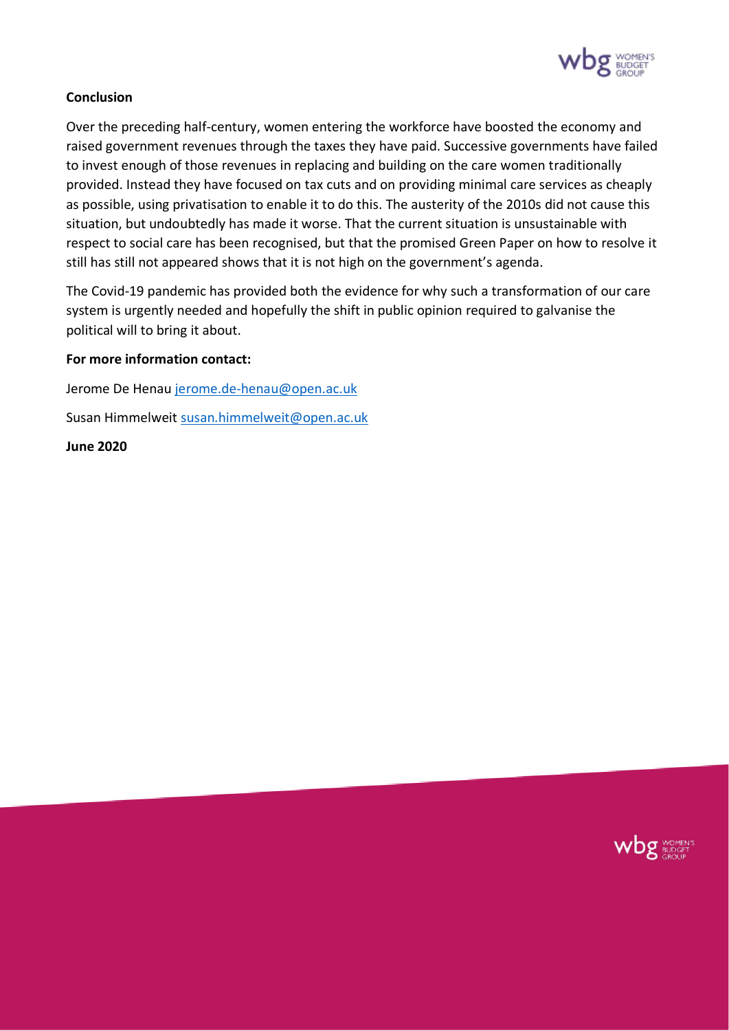**Conclusion**

Over the preceding half-century, women entering the workforce have boosted the economy and raised government revenues through the taxes they have paid. Successive governments have failed to invest enough of those revenues in replacing and building on the care women traditionally provided. Instead they have focused on tax cuts and on providing minimal care services as cheaply as possible, using privatisation to enable it to do this. The austerity of the 2010s did not cause this situation, but undoubtedly has made it worse. That the current situation is unsustainable with respect to social care has been recognised, but that the promised Green Paper on how to resolve it still has still not appeared shows that it is not high on the government's agenda.

The Covid-19 pandemic has provided both the evidence for why such a transformation of our care system is urgently needed and hopefully the shift in public opinion required to galvanise the political will to bring it about.

**For more information contact:**

Jerome De Henau jerome.de-henau@open.ac.uk

Susan Himmelweit susan.himmelweit@open.ac.uk

**June 2020**